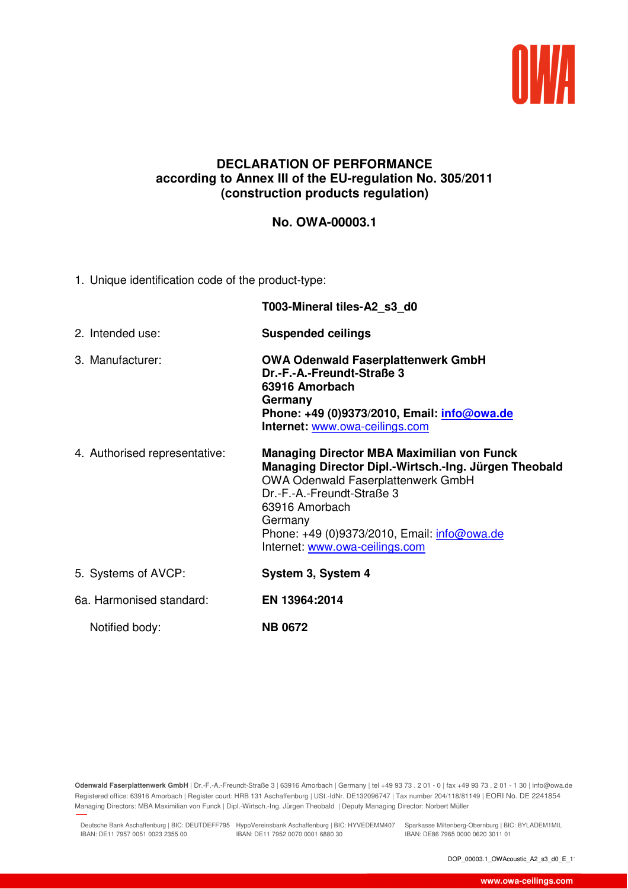# DECLARATION OF PERFORMANCE
## according to Annex III of the EU-regulation No. 305/2011
## (construction products regulation)

## No. OWA-00003.1

1. Unique identification code of the product-type:

   **T003-Mineral tiles-A2_s3_d0**

2. Intended use: **Suspended ceilings**

3. Manufacturer:
   **OWA Odenwald Faserplattenwerk GmbH**
   **Dr.-F.-A.-Freundt-Straße 3**
   **63916 Amorbach**
   **Germany**
   **Phone: +49 (0)9373/2010, Email: info@owa.de**
   **Internet:** www.owa-ceilings.com

4. Authorised representative:
   **Managing Director MBA Maximilian von Funck**
   **Managing Director Dipl.-Wirtsch.-Ing. Jürgen Theobald**
   OWA Odenwald Faserplattenwerk GmbH
   Dr.-F.-A.-Freundt-Straße 3
   63916 Amorbach
   Germany
   Phone: +49 (0)9373/2010, Email: info@owa.de
   Internet: www.owa-ceilings.com

5. Systems of AVCP: **System 3, System 4**

6a. Harmonised standard: **EN 13964:2014**

Notified body: **NB 0672**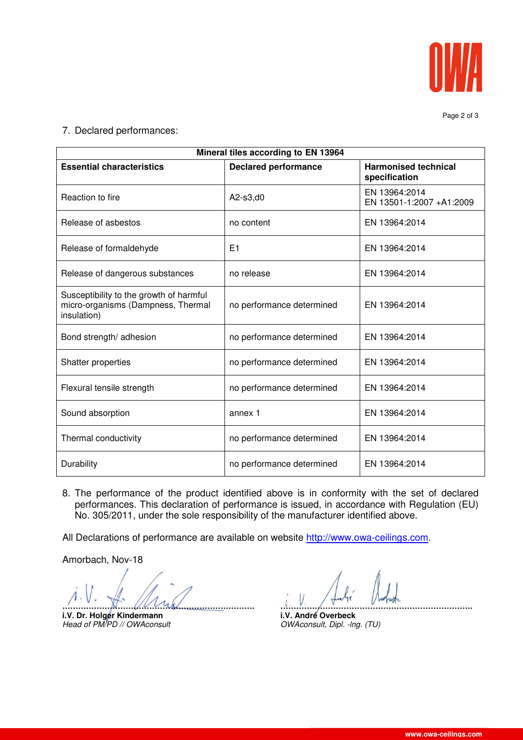7. Declared performances:

| Mineral tiles according to EN 13964 | | |
|---|---|---|
| **Essential characteristics** | **Declared performance** | **Harmonised technical specification** |
| Reaction to fire | A2-s3,d0 | EN 13964:2014<br>EN 13501-1:2007 +A1:2009 |
| Release of asbestos | no content | EN 13964:2014 |
| Release of formaldehyde | E1 | EN 13964:2014 |
| Release of dangerous substances | no release | EN 13964:2014 |
| Susceptibility to the growth of harmful micro-organisms (Dampness, Thermal insulation) | no performance determined | EN 13964:2014 |
| Bond strength/ adhesion | no performance determined | EN 13964:2014 |
| Shatter properties | no performance determined | EN 13964:2014 |
| Flexural tensile strength | no performance determined | EN 13964:2014 |
| Sound absorption | annex 1 | EN 13964:2014 |
| Thermal conductivity | no performance determined | EN 13964:2014 |
| Durability | no performance determined | EN 13964:2014 |

8. The performance of the product identified above is in conformity with the set of declared performances. This declaration of performance is issued, in accordance with Regulation (EU) No. 305/2011, under the sole responsibility of the manufacturer identified above.

All Declarations of performance are available on website http://www.owa-ceilings.com.

Amorbach, Nov-18

**i.V. Dr. Holger Kindermann**
*Head of PM/PD // OWAconsult*

**i.V. André Overbeck**
*OWAconsult, Dipl. -Ing. (TU)*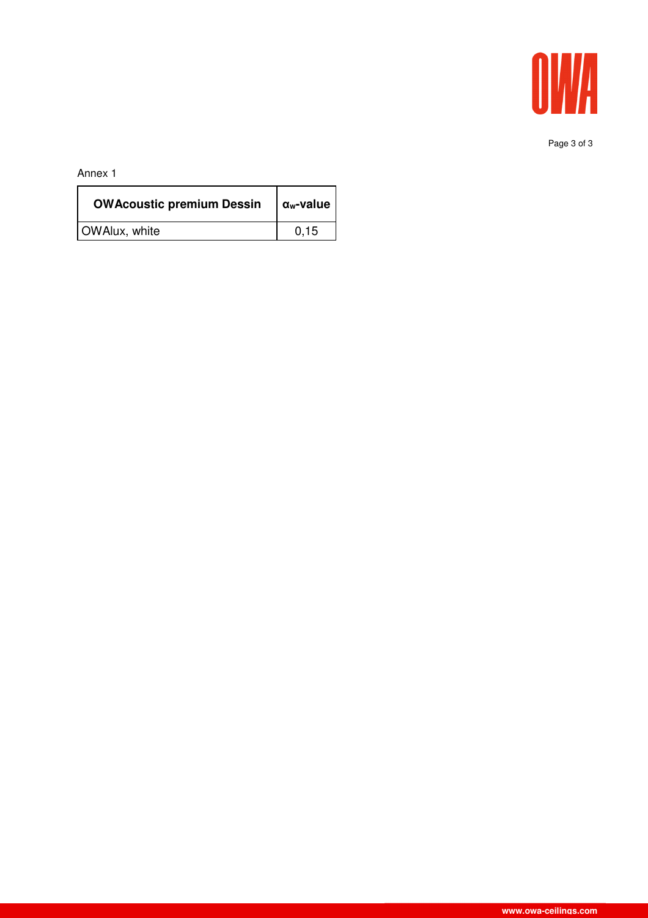Annex 1

| OWAcoustic premium Dessin | $\alpha_w$-value |
| --- | --- |
| OWAlux, white | 0,15 |